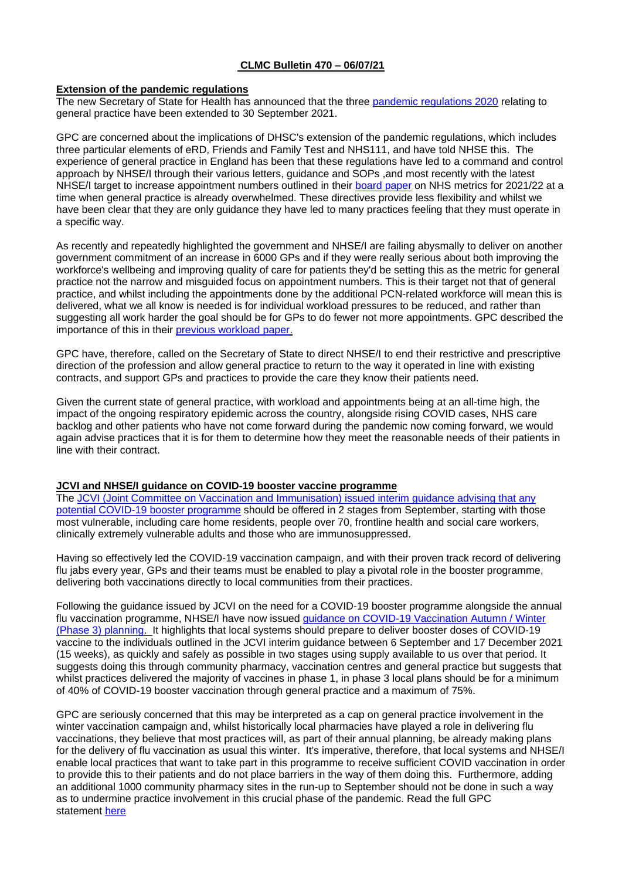# CLMC Bulletin 470 – 06/07/21

## Extension of the pandemic regulations

The new Secretary of State for Health has announced that the three pandemic regulations 2020 relating to general practice have been extended to 30 September 2021.

GPC are concerned about the implications of DHSC's extension of the pandemic regulations, which includes three particular elements of eRD, Friends and Family Test and NHS111, and have told NHSE this. The experience of general practice in England has been that these regulations have led to a command and control approach by NHSE/I through their various letters, guidance and SOPs ,and most recently with the latest NHSE/I target to increase appointment numbers outlined in their board paper on NHS metrics for 2021/22 at a time when general practice is already overwhelmed. These directives provide less flexibility and whilst we have been clear that they are only guidance they have led to many practices feeling that they must operate in a specific way.

As recently and repeatedly highlighted the government and NHSE/I are failing abysmally to deliver on another government commitment of an increase in 6000 GPs and if they were really serious about both improving the workforce's wellbeing and improving quality of care for patients they'd be setting this as the metric for general practice not the narrow and misguided focus on appointment numbers. This is their target not that of general practice, and whilst including the appointments done by the additional PCN-related workforce will mean this is delivered, what we all know is needed is for individual workload pressures to be reduced, and rather than suggesting all work harder the goal should be for GPs to do fewer not more appointments. GPC described the importance of this in their previous workload paper.

GPC have, therefore, called on the Secretary of State to direct NHSE/I to end their restrictive and prescriptive direction of the profession and allow general practice to return to the way it operated in line with existing contracts, and support GPs and practices to provide the care they know their patients need.

Given the current state of general practice, with workload and appointments being at an all-time high, the impact of the ongoing respiratory epidemic across the country, alongside rising COVID cases, NHS care backlog and other patients who have not come forward during the pandemic now coming forward, we would again advise practices that it is for them to determine how they meet the reasonable needs of their patients in line with their contract.

## JCVI and NHSE/I guidance on COVID-19 booster vaccine programme

The JCVI (Joint Committee on Vaccination and Immunisation) issued interim guidance advising that any potential COVID-19 booster programme should be offered in 2 stages from September, starting with those most vulnerable, including care home residents, people over 70, frontline health and social care workers, clinically extremely vulnerable adults and those who are immunosuppressed.

Having so effectively led the COVID-19 vaccination campaign, and with their proven track record of delivering flu jabs every year, GPs and their teams must be enabled to play a pivotal role in the booster programme, delivering both vaccinations directly to local communities from their practices.

Following the guidance issued by JCVI on the need for a COVID-19 booster programme alongside the annual flu vaccination programme, NHSE/I have now issued guidance on COVID-19 Vaccination Autumn / Winter (Phase 3) planning. It highlights that local systems should prepare to deliver booster doses of COVID-19 vaccine to the individuals outlined in the JCVI interim guidance between 6 September and 17 December 2021 (15 weeks), as quickly and safely as possible in two stages using supply available to us over that period. It suggests doing this through community pharmacy, vaccination centres and general practice but suggests that whilst practices delivered the majority of vaccines in phase 1, in phase 3 local plans should be for a minimum of 40% of COVID-19 booster vaccination through general practice and a maximum of 75%.

GPC are seriously concerned that this may be interpreted as a cap on general practice involvement in the winter vaccination campaign and, whilst historically local pharmacies have played a role in delivering flu vaccinations, they believe that most practices will, as part of their annual planning, be already making plans for the delivery of flu vaccination as usual this winter. It's imperative, therefore, that local systems and NHSE/I enable local practices that want to take part in this programme to receive sufficient COVID vaccination in order to provide this to their patients and do not place barriers in the way of them doing this. Furthermore, adding an additional 1000 community pharmacy sites in the run-up to September should not be done in such a way as to undermine practice involvement in this crucial phase of the pandemic. Read the full GPC statement here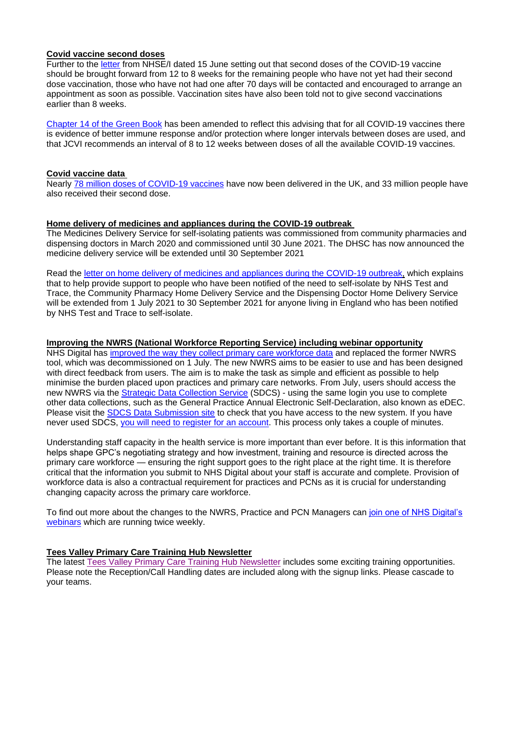**Covid vaccine second doses**

Further to the letter from NHSE/I dated 15 June setting out that second doses of the COVID-19 vaccine should be brought forward from 12 to 8 weeks for the remaining people who have not yet had their second dose vaccination, those who have not had one after 70 days will be contacted and encouraged to arrange an appointment as soon as possible. Vaccination sites have also been told not to give second vaccinations earlier than 8 weeks.

Chapter 14 of the Green Book has been amended to reflect this advising that for all COVID-19 vaccines there is evidence of better immune response and/or protection where longer intervals between doses are used, and that JCVI recommends an interval of 8 to 12 weeks between doses of all the available COVID-19 vaccines.

**Covid vaccine data**

Nearly 78 million doses of COVID-19 vaccines have now been delivered in the UK, and 33 million people have also received their second dose.

**Home delivery of medicines and appliances during the COVID-19 outbreak**

The Medicines Delivery Service for self-isolating patients was commissioned from community pharmacies and dispensing doctors in March 2020 and commissioned until 30 June 2021. The DHSC has now announced the medicine delivery service will be extended until 30 September 2021

Read the letter on home delivery of medicines and appliances during the COVID-19 outbreak, which explains that to help provide support to people who have been notified of the need to self-isolate by NHS Test and Trace, the Community Pharmacy Home Delivery Service and the Dispensing Doctor Home Delivery Service will be extended from 1 July 2021 to 30 September 2021 for anyone living in England who has been notified by NHS Test and Trace to self-isolate.

**Improving the NWRS (National Workforce Reporting Service) including webinar opportunity**

NHS Digital has improved the way they collect primary care workforce data and replaced the former NWRS tool, which was decommissioned on 1 July. The new NWRS aims to be easier to use and has been designed with direct feedback from users. The aim is to make the task as simple and efficient as possible to help minimise the burden placed upon practices and primary care networks. From July, users should access the new NWRS via the Strategic Data Collection Service (SDCS) - using the same login you use to complete other data collections, such as the General Practice Annual Electronic Self-Declaration, also known as eDEC. Please visit the SDCS Data Submission site to check that you have access to the new system. If you have never used SDCS, you will need to register for an account. This process only takes a couple of minutes.

Understanding staff capacity in the health service is more important than ever before. It is this information that helps shape GPC's negotiating strategy and how investment, training and resource is directed across the primary care workforce — ensuring the right support goes to the right place at the right time. It is therefore critical that the information you submit to NHS Digital about your staff is accurate and complete. Provision of workforce data is also a contractual requirement for practices and PCNs as it is crucial for understanding changing capacity across the primary care workforce.

To find out more about the changes to the NWRS, Practice and PCN Managers can join one of NHS Digital's webinars which are running twice weekly.

**Tees Valley Primary Care Training Hub Newsletter**

The latest Tees Valley Primary Care Training Hub Newsletter includes some exciting training opportunities. Please note the Reception/Call Handling dates are included along with the signup links. Please cascade to your teams.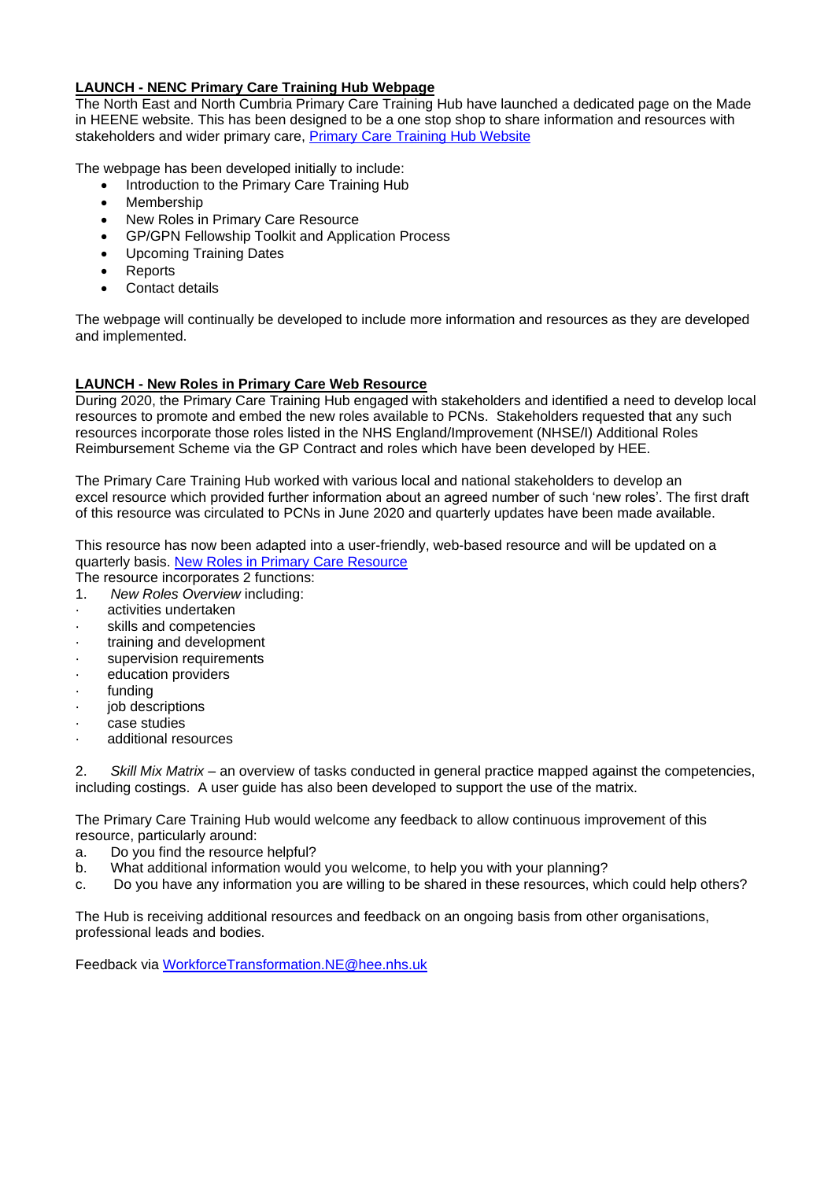**LAUNCH - NENC Primary Care Training Hub Webpage**

The North East and North Cumbria Primary Care Training Hub have launched a dedicated page on the Made in HEENE website. This has been designed to be a one stop shop to share information and resources with stakeholders and wider primary care, [Primary Care Training Hub Website]()

The webpage has been developed initially to include:

- Introduction to the Primary Care Training Hub
- Membership
- New Roles in Primary Care Resource
- GP/GPN Fellowship Toolkit and Application Process
- Upcoming Training Dates
- Reports
- Contact details

The webpage will continually be developed to include more information and resources as they are developed and implemented.

**LAUNCH - New Roles in Primary Care Web Resource**

During 2020, the Primary Care Training Hub engaged with stakeholders and identified a need to develop local resources to promote and embed the new roles available to PCNs. Stakeholders requested that any such resources incorporate those roles listed in the NHS England/Improvement (NHSE/I) Additional Roles Reimbursement Scheme via the GP Contract and roles which have been developed by HEE.

The Primary Care Training Hub worked with various local and national stakeholders to develop an excel resource which provided further information about an agreed number of such 'new roles'. The first draft of this resource was circulated to PCNs in June 2020 and quarterly updates have been made available.

This resource has now been adapted into a user-friendly, web-based resource and will be updated on a quarterly basis. [New Roles in Primary Care Resource]()

The resource incorporates 2 functions:

1. *New Roles Overview* including:
   - activities undertaken
   - skills and competencies
   - training and development
   - supervision requirements
   - education providers
   - funding
   - job descriptions
   - case studies
   - additional resources

2. *Skill Mix Matrix* – an overview of tasks conducted in general practice mapped against the competencies, including costings. A user guide has also been developed to support the use of the matrix.

The Primary Care Training Hub would welcome any feedback to allow continuous improvement of this resource, particularly around:

a. Do you find the resource helpful?
b. What additional information would you welcome, to help you with your planning?
c. Do you have any information you are willing to be shared in these resources, which could help others?

The Hub is receiving additional resources and feedback on an ongoing basis from other organisations, professional leads and bodies.

Feedback via [WorkforceTransformation.NE@hee.nhs.uk](mailto:WorkforceTransformation.NE@hee.nhs.uk)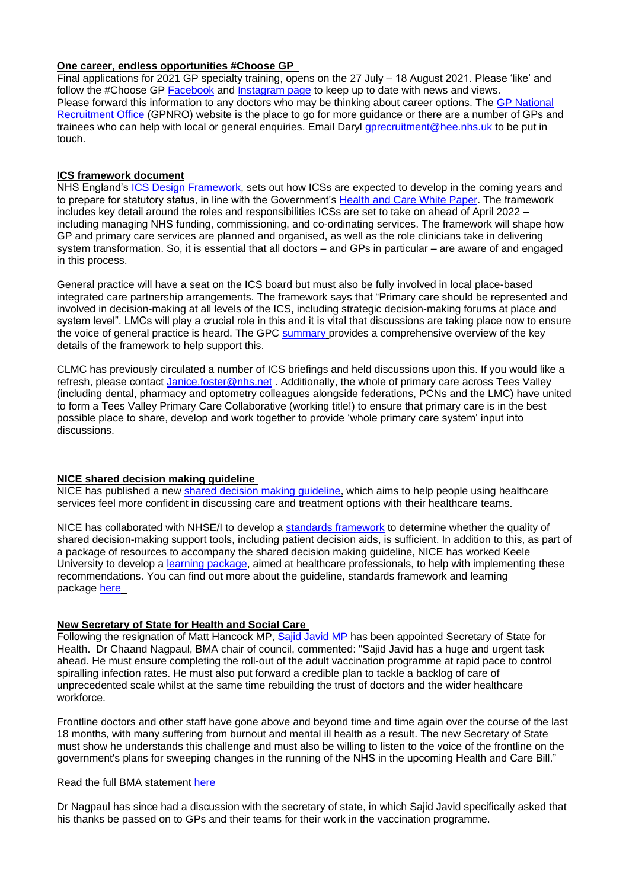**One career, endless opportunities #Choose GP**

Final applications for 2021 GP specialty training, opens on the 27 July – 18 August 2021. Please 'like' and follow the #Choose GP [Facebook]() and [Instagram page]() to keep up to date with news and views.
Please forward this information to any doctors who may be thinking about career options. The [GP National Recruitment Office]() (GPNRO) website is the place to go for more guidance or there are a number of GPs and trainees who can help with local or general enquiries. Email Daryl [gprecruitment@hee.nhs.uk]() to be put in touch.

**ICS framework document**

NHS England's [ICS Design Framework](), sets out how ICSs are expected to develop in the coming years and to prepare for statutory status, in line with the Government's [Health and Care White Paper](). The framework includes key detail around the roles and responsibilities ICSs are set to take on ahead of April 2022 – including managing NHS funding, commissioning, and co-ordinating services. The framework will shape how GP and primary care services are planned and organised, as well as the role clinicians take in delivering system transformation. So, it is essential that all doctors – and GPs in particular – are aware of and engaged in this process.

General practice will have a seat on the ICS board but must also be fully involved in local place-based integrated care partnership arrangements. The framework says that "Primary care should be represented and involved in decision-making at all levels of the ICS, including strategic decision-making forums at place and system level". LMCs will play a crucial role in this and it is vital that discussions are taking place now to ensure the voice of general practice is heard. The GPC [summary]() provides a comprehensive overview of the key details of the framework to help support this.

CLMC has previously circulated a number of ICS briefings and held discussions upon this. If you would like a refresh, please contact [Janice.foster@nhs.net]() . Additionally, the whole of primary care across Tees Valley (including dental, pharmacy and optometry colleagues alongside federations, PCNs and the LMC) have united to form a Tees Valley Primary Care Collaborative (working title!) to ensure that primary care is in the best possible place to share, develop and work together to provide 'whole primary care system' input into discussions.

**NICE shared decision making guideline**

NICE has published a new [shared decision making guideline](), which aims to help people using healthcare services feel more confident in discussing care and treatment options with their healthcare teams.

NICE has collaborated with NHSE/I to develop a [standards framework]() to determine whether the quality of shared decision-making support tools, including patient decision aids, is sufficient. In addition to this, as part of a package of resources to accompany the shared decision making guideline, NICE has worked Keele University to develop a [learning package](), aimed at healthcare professionals, to help with implementing these recommendations. You can find out more about the guideline, standards framework and learning package [here]()

**New Secretary of State for Health and Social Care**

Following the resignation of Matt Hancock MP, [Sajid Javid MP]() has been appointed Secretary of State for Health. Dr Chaand Nagpaul, BMA chair of council, commented: "Sajid Javid has a huge and urgent task ahead. He must ensure completing the roll-out of the adult vaccination programme at rapid pace to control spiralling infection rates. He must also put forward a credible plan to tackle a backlog of care of unprecedented scale whilst at the same time rebuilding the trust of doctors and the wider healthcare workforce.

Frontline doctors and other staff have gone above and beyond time and time again over the course of the last 18 months, with many suffering from burnout and mental ill health as a result. The new Secretary of State must show he understands this challenge and must also be willing to listen to the voice of the frontline on the government's plans for sweeping changes in the running of the NHS in the upcoming Health and Care Bill."

Read the full BMA statement [here]()

Dr Nagpaul has since had a discussion with the secretary of state, in which Sajid Javid specifically asked that his thanks be passed on to GPs and their teams for their work in the vaccination programme.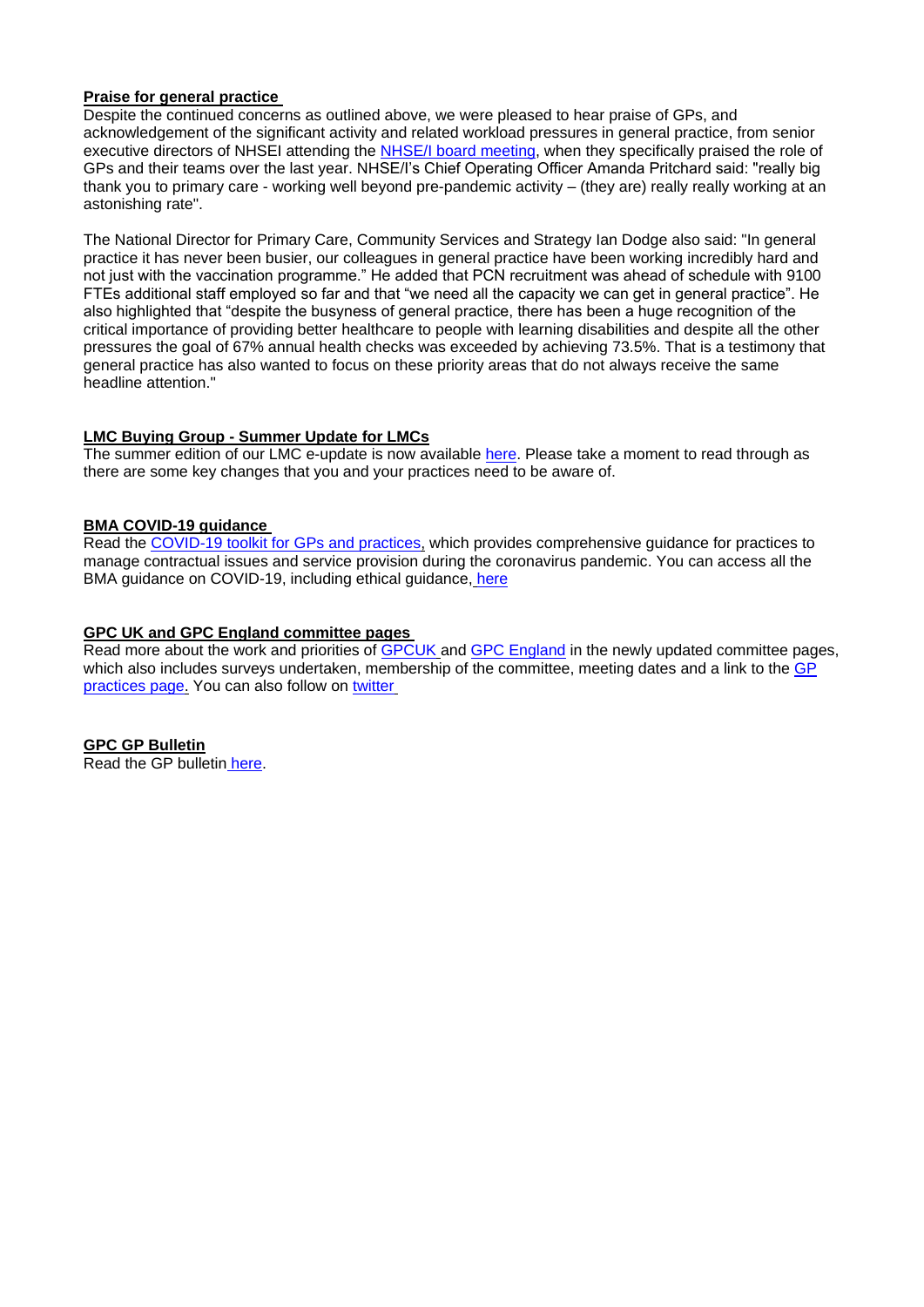**Praise for general practice**

Despite the continued concerns as outlined above, we were pleased to hear praise of GPs, and acknowledgement of the significant activity and related workload pressures in general practice, from senior executive directors of NHSEI attending the NHSE/I board meeting, when they specifically praised the role of GPs and their teams over the last year. NHSE/I's Chief Operating Officer Amanda Pritchard said: "really big thank you to primary care - working well beyond pre-pandemic activity – (they are) really really working at an astonishing rate".

The National Director for Primary Care, Community Services and Strategy Ian Dodge also said: "In general practice it has never been busier, our colleagues in general practice have been working incredibly hard and not just with the vaccination programme." He added that PCN recruitment was ahead of schedule with 9100 FTEs additional staff employed so far and that "we need all the capacity we can get in general practice". He also highlighted that "despite the busyness of general practice, there has been a huge recognition of the critical importance of providing better healthcare to people with learning disabilities and despite all the other pressures the goal of 67% annual health checks was exceeded by achieving 73.5%. That is a testimony that general practice has also wanted to focus on these priority areas that do not always receive the same headline attention."

**LMC Buying Group - Summer Update for LMCs**

The summer edition of our LMC e-update is now available here. Please take a moment to read through as there are some key changes that you and your practices need to be aware of.

**BMA COVID-19 guidance**

Read the COVID-19 toolkit for GPs and practices, which provides comprehensive guidance for practices to manage contractual issues and service provision during the coronavirus pandemic. You can access all the BMA guidance on COVID-19, including ethical guidance, here

**GPC UK and GPC England committee pages**

Read more about the work and priorities of GPCUK and GPC England in the newly updated committee pages, which also includes surveys undertaken, membership of the committee, meeting dates and a link to the GP practices page. You can also follow on twitter

**GPC GP Bulletin**

Read the GP bulletin here.